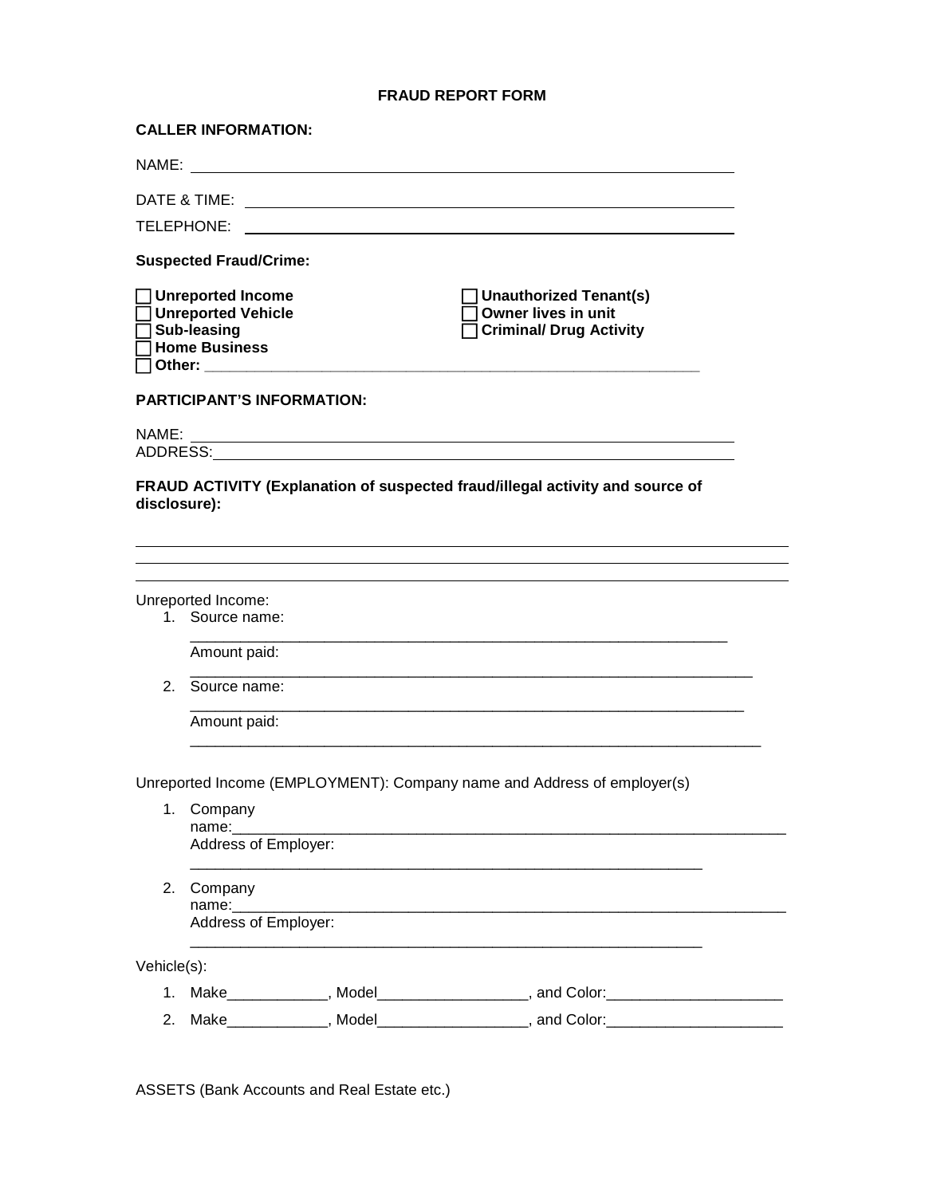# FRAUD REPORT FORM

**CALLER INFORMATION:**

NAME: ______________________________________________________________

DATE & TIME: ______________________________________________________________

TELEPHONE: ______________________________________________________________

**Suspected Fraud/Crime:**

- ☐ **Unreported Income**
- ☐ **Unreported Vehicle**
- ☐ **Sub-leasing**
- ☐ **Home Business**
- ☐ **Other:** ____________________________________________________________
- ☐ **Unauthorized Tenant(s)**
- ☐ **Owner lives in unit**
- ☐ **Criminal/ Drug Activity**

**PARTICIPANT'S INFORMATION:**

NAME: ______________________________________________________________

ADDRESS: ______________________________________________________________

**FRAUD ACTIVITY (Explanation of suspected fraud/illegal activity and source of disclosure):**

______________________________________________________________________________

______________________________________________________________________________

______________________________________________________________________________

Unreported Income:

1. Source name:
   ________________________________________________________________
   Amount paid:
   ________________________________________________________________
2. Source name:
   ________________________________________________________________
   Amount paid:
   ________________________________________________________________

Unreported Income (EMPLOYMENT): Company name and Address of employer(s)

1. Company name: ________________________________________________________________
   Address of Employer:
   ____________________________________________________________
2. Company name: ________________________________________________________________
   Address of Employer:
   ____________________________________________________________

Vehicle(s):

1. Make____________, Model__________________, and Color:_____________________
2. Make____________, Model__________________, and Color:_____________________

ASSETS (Bank Accounts and Real Estate etc.)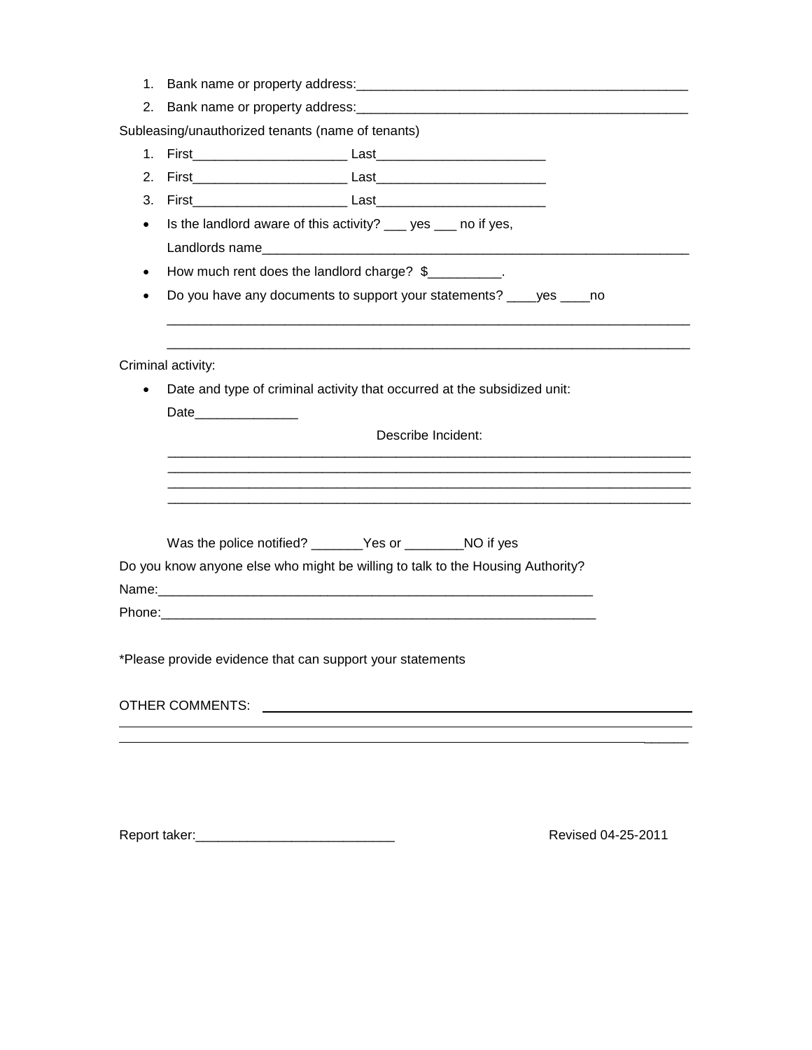1. Bank name or property address:_______________________________________________
2. Bank name or property address:_______________________________________________

Subleasing/unauthorized tenants (name of tenants)

1. First_____________________ Last_______________________
2. First_____________________ Last_______________________
3. First_____________________ Last_______________________

- Is the landlord aware of this activity? ___ yes ___ no if yes,
  Landlords name_____________________________________________________________
- How much rent does the landlord charge? $__________.
- Do you have any documents to support your statements? ____yes ____no
  ___________________________________________________________________________
  ___________________________________________________________________________

Criminal activity:

- Date and type of criminal activity that occurred at the subsidized unit:
  Date______________

  Describe Incident:
  ___________________________________________________________________________
  ___________________________________________________________________________
  ___________________________________________________________________________
  ___________________________________________________________________________

  Was the police notified? _______Yes or ________NO if yes

Do you know anyone else who might be willing to talk to the Housing Authority?

Name:_____________________________________________________________

Phone:____________________________________________________________

*Please provide evidence that can support your statements

OTHER COMMENTS: ___________________________________________________________
___________________________________________________________________________
___________________________________________________________________________

Report taker:___________________________

Revised 04-25-2011